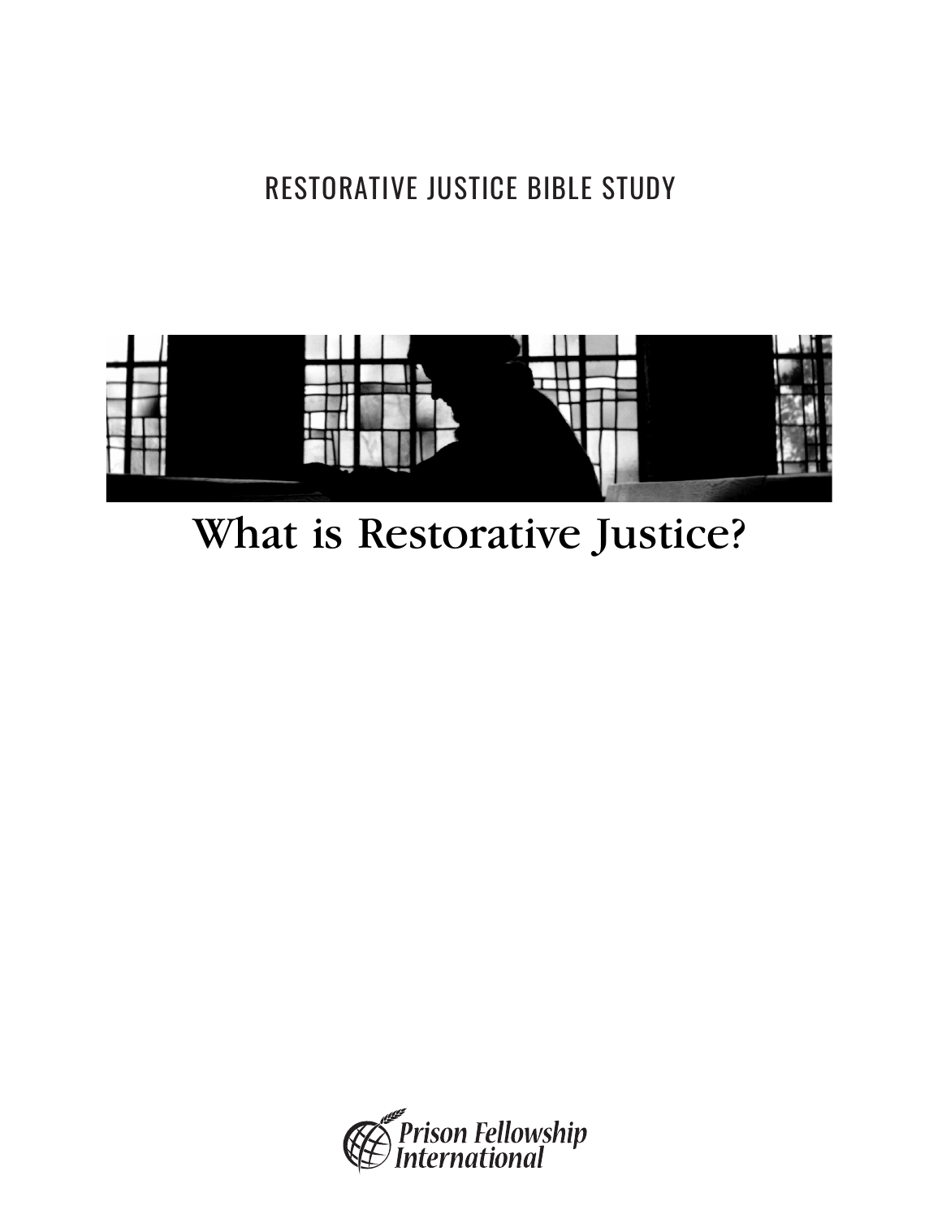RESTORATIVE JUSTICE BIBLE STUDY

# What is Restorative Justice?

Prison Fellowship International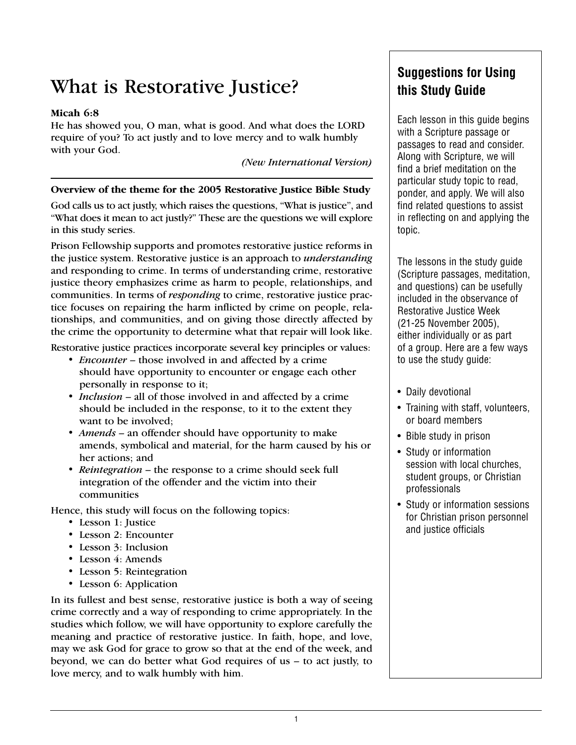# What is Restorative Justice?

**Micah 6:8**
He has showed you, O man, what is good. And what does the LORD require of you? To act justly and to love mercy and to walk humbly with your God.

*(New International Version)*

---

**Overview of the theme for the 2005 Restorative Justice Bible Study**

God calls us to act justly, which raises the questions, "What is justice", and "What does it mean to act justly?" These are the questions we will explore in this study series.

Prison Fellowship supports and promotes restorative justice reforms in the justice system. Restorative justice is an approach to *understanding* and responding to crime. In terms of understanding crime, restorative justice theory emphasizes crime as harm to people, relationships, and communities. In terms of *responding* to crime, restorative justice practice focuses on repairing the harm inflicted by crime on people, relationships, and communities, and on giving those directly affected by the crime the opportunity to determine what that repair will look like.

Restorative justice practices incorporate several key principles or values:

- *Encounter* – those involved in and affected by a crime should have opportunity to encounter or engage each other personally in response to it;
- *Inclusion* – all of those involved in and affected by a crime should be included in the response, to it to the extent they want to be involved;
- *Amends* – an offender should have opportunity to make amends, symbolical and material, for the harm caused by his or her actions; and
- *Reintegration* – the response to a crime should seek full integration of the offender and the victim into their communities

Hence, this study will focus on the following topics:

- Lesson 1: Justice
- Lesson 2: Encounter
- Lesson 3: Inclusion
- Lesson 4: Amends
- Lesson 5: Reintegration
- Lesson 6: Application

In its fullest and best sense, restorative justice is both a way of seeing crime correctly and a way of responding to crime appropriately. In the studies which follow, we will have opportunity to explore carefully the meaning and practice of restorative justice. In faith, hope, and love, may we ask God for grace to grow so that at the end of the week, and beyond, we can do better what God requires of us – to act justly, to love mercy, and to walk humbly with him.

## Suggestions for Using this Study Guide

Each lesson in this guide begins with a Scripture passage or passages to read and consider. Along with Scripture, we will find a brief meditation on the particular study topic to read, ponder, and apply. We will also find related questions to assist in reflecting on and applying the topic.

The lessons in the study guide (Scripture passages, meditation, and questions) can be usefully included in the observance of Restorative Justice Week (21-25 November 2005), either individually or as part of a group. Here are a few ways to use the study guide:

- Daily devotional
- Training with staff, volunteers, or board members
- Bible study in prison
- Study or information session with local churches, student groups, or Christian professionals
- Study or information sessions for Christian prison personnel and justice officials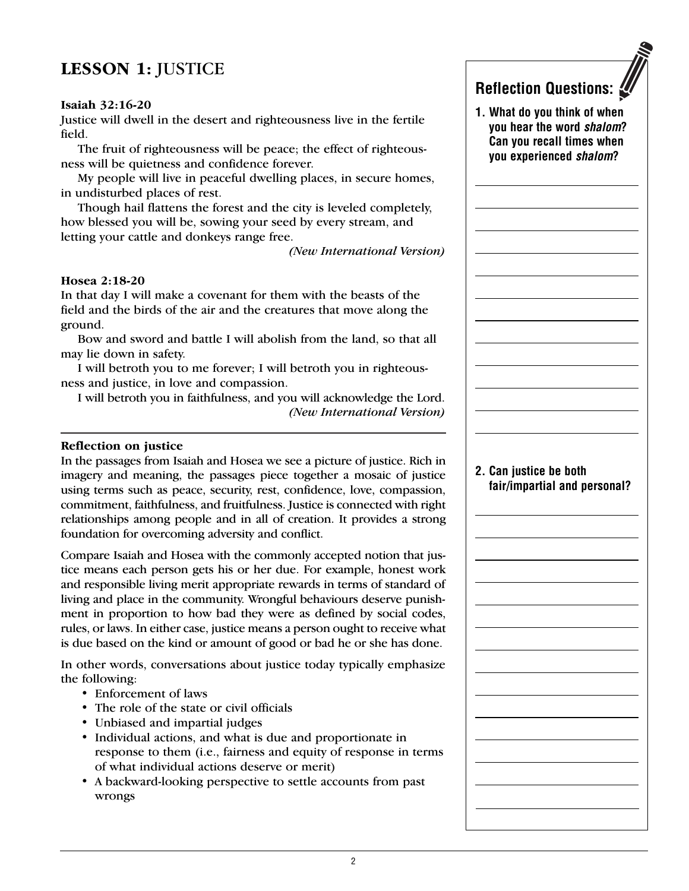## LESSON 1: JUSTICE

**Isaiah 32:16-20**

Justice will dwell in the desert and righteousness live in the fertile field.

The fruit of righteousness will be peace; the effect of righteousness will be quietness and confidence forever.

My people will live in peaceful dwelling places, in secure homes, in undisturbed places of rest.

Though hail flattens the forest and the city is leveled completely, how blessed you will be, sowing your seed by every stream, and letting your cattle and donkeys range free.

*(New International Version)*

**Hosea 2:18-20**

In that day I will make a covenant for them with the beasts of the field and the birds of the air and the creatures that move along the ground.

Bow and sword and battle I will abolish from the land, so that all may lie down in safety.

I will betroth you to me forever; I will betroth you in righteousness and justice, in love and compassion.

I will betroth you in faithfulness, and you will acknowledge the Lord.

*(New International Version)*

---

**Reflection on justice**

In the passages from Isaiah and Hosea we see a picture of justice. Rich in imagery and meaning, the passages piece together a mosaic of justice using terms such as peace, security, rest, confidence, love, compassion, commitment, faithfulness, and fruitfulness. Justice is connected with right relationships among people and in all of creation. It provides a strong foundation for overcoming adversity and conflict.

Compare Isaiah and Hosea with the commonly accepted notion that justice means each person gets his or her due. For example, honest work and responsible living merit appropriate rewards in terms of standard of living and place in the community. Wrongful behaviours deserve punishment in proportion to how bad they were as defined by social codes, rules, or laws. In either case, justice means a person ought to receive what is due based on the kind or amount of good or bad he or she has done.

In other words, conversations about justice today typically emphasize the following:

- Enforcement of laws
- The role of the state or civil officials
- Unbiased and impartial judges
- Individual actions, and what is due and proportionate in response to them (i.e., fairness and equity of response in terms of what individual actions deserve or merit)
- A backward-looking perspective to settle accounts from past wrongs

### Reflection Questions:

**1. What do you think of when you hear the word *shalom*? Can you recall times when you experienced *shalom*?**

**2. Can justice be both fair/impartial and personal?**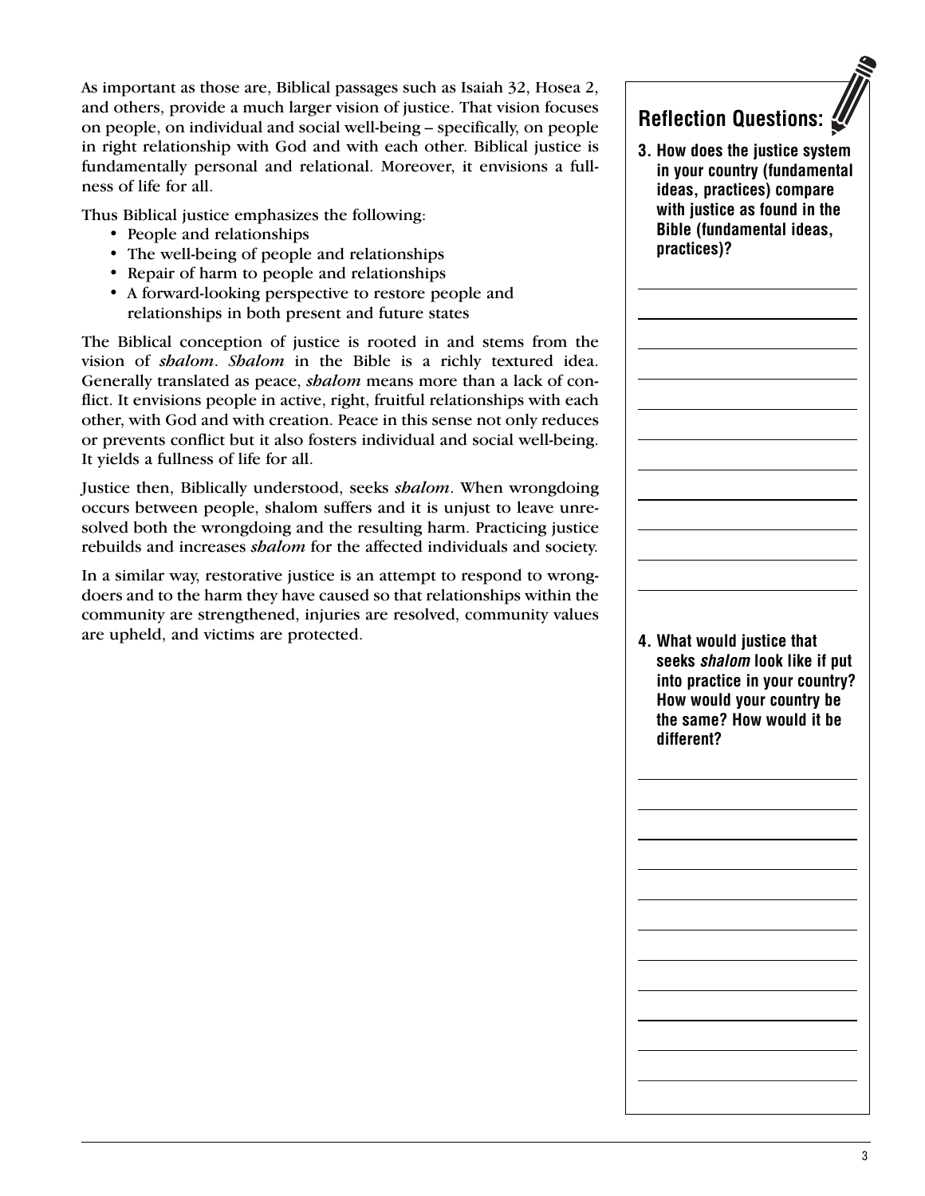As important as those are, Biblical passages such as Isaiah 32, Hosea 2, and others, provide a much larger vision of justice. That vision focuses on people, on individual and social well-being – specifically, on people in right relationship with God and with each other. Biblical justice is fundamentally personal and relational. Moreover, it envisions a fullness of life for all.

Thus Biblical justice emphasizes the following:

- People and relationships
- The well-being of people and relationships
- Repair of harm to people and relationships
- A forward-looking perspective to restore people and relationships in both present and future states

The Biblical conception of justice is rooted in and stems from the vision of *shalom*. *Shalom* in the Bible is a richly textured idea. Generally translated as peace, *shalom* means more than a lack of conflict. It envisions people in active, right, fruitful relationships with each other, with God and with creation. Peace in this sense not only reduces or prevents conflict but it also fosters individual and social well-being. It yields a fullness of life for all.

Justice then, Biblically understood, seeks *shalom*. When wrongdoing occurs between people, shalom suffers and it is unjust to leave unresolved both the wrongdoing and the resulting harm. Practicing justice rebuilds and increases *shalom* for the affected individuals and society.

In a similar way, restorative justice is an attempt to respond to wrongdoers and to the harm they have caused so that relationships within the community are strengthened, injuries are resolved, community values are upheld, and victims are protected.

## Reflection Questions:

**3. How does the justice system in your country (fundamental ideas, practices) compare with justice as found in the Bible (fundamental ideas, practices)?**

**4. What would justice that seeks *shalom* look like if put into practice in your country? How would your country be the same? How would it be different?**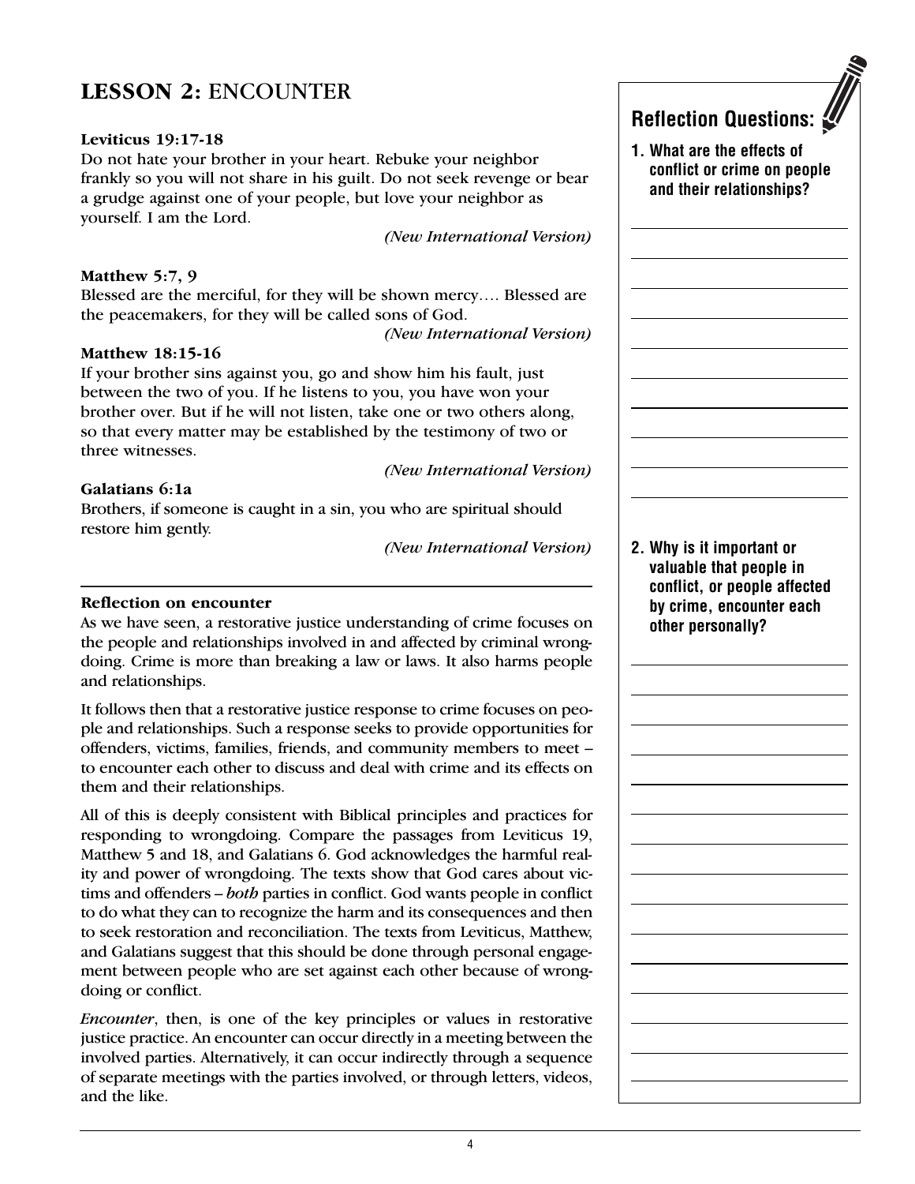## LESSON 2: ENCOUNTER

**Leviticus 19:17-18**

Do not hate your brother in your heart. Rebuke your neighbor frankly so you will not share in his guilt. Do not seek revenge or bear a grudge against one of your people, but love your neighbor as yourself. I am the Lord.

*(New International Version)*

**Matthew 5:7, 9**

Blessed are the merciful, for they will be shown mercy…. Blessed are the peacemakers, for they will be called sons of God.

*(New International Version)*

**Matthew 18:15-16**

If your brother sins against you, go and show him his fault, just between the two of you. If he listens to you, you have won your brother over. But if he will not listen, take one or two others along, so that every matter may be established by the testimony of two or three witnesses.

*(New International Version)*

**Galatians 6:1a**

Brothers, if someone is caught in a sin, you who are spiritual should restore him gently.

*(New International Version)*

---

**Reflection on encounter**

As we have seen, a restorative justice understanding of crime focuses on the people and relationships involved in and affected by criminal wrongdoing. Crime is more than breaking a law or laws. It also harms people and relationships.

It follows then that a restorative justice response to crime focuses on people and relationships. Such a response seeks to provide opportunities for offenders, victims, families, friends, and community members to meet – to encounter each other to discuss and deal with crime and its effects on them and their relationships.

All of this is deeply consistent with Biblical principles and practices for responding to wrongdoing. Compare the passages from Leviticus 19, Matthew 5 and 18, and Galatians 6. God acknowledges the harmful reality and power of wrongdoing. The texts show that God cares about victims and offenders – *both* parties in conflict. God wants people in conflict to do what they can to recognize the harm and its consequences and then to seek restoration and reconciliation. The texts from Leviticus, Matthew, and Galatians suggest that this should be done through personal engagement between people who are set against each other because of wrongdoing or conflict.

*Encounter*, then, is one of the key principles or values in restorative justice practice. An encounter can occur directly in a meeting between the involved parties. Alternatively, it can occur indirectly through a sequence of separate meetings with the parties involved, or through letters, videos, and the like.

### Reflection Questions:

**1. What are the effects of conflict or crime on people and their relationships?**

**2. Why is it important or valuable that people in conflict, or people affected by crime, encounter each other personally?**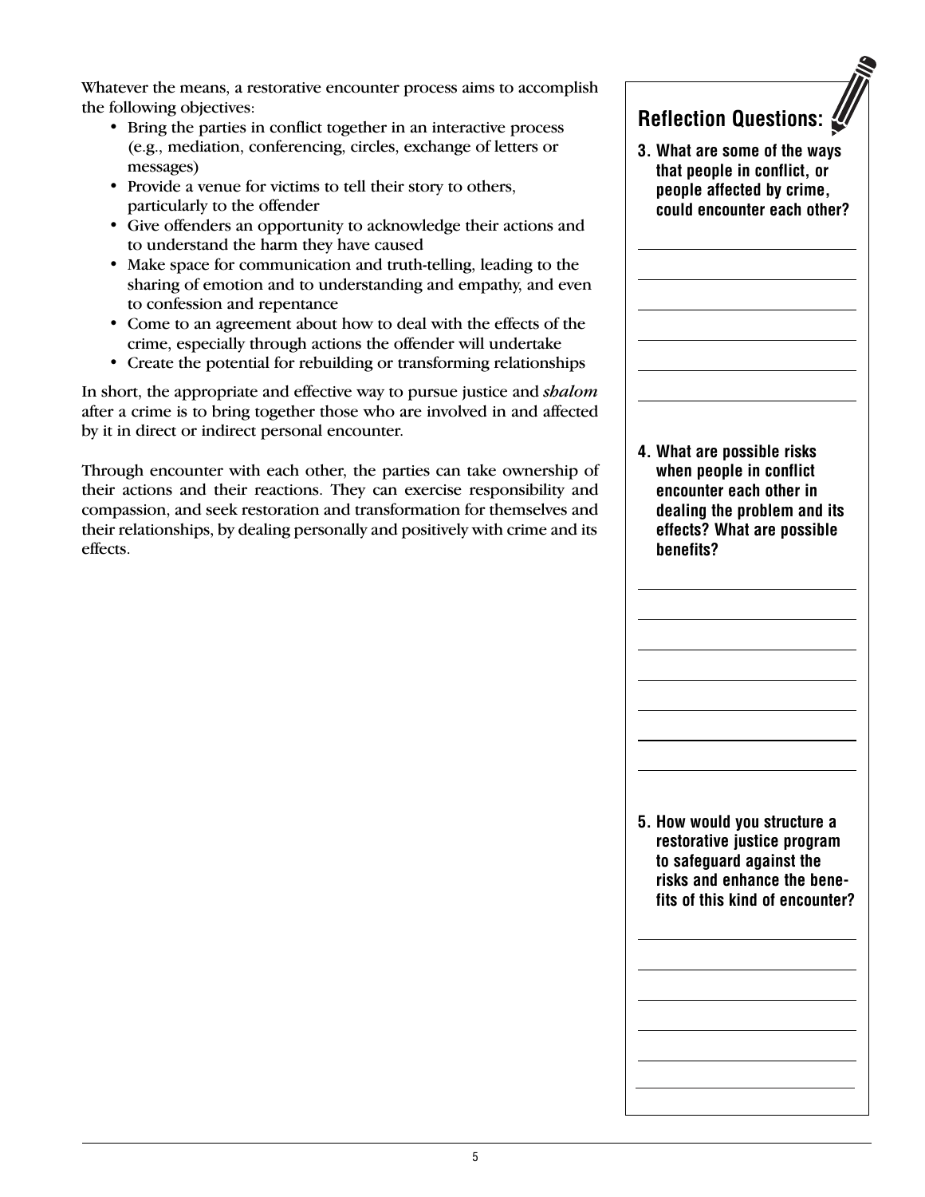Whatever the means, a restorative encounter process aims to accomplish the following objectives:

- Bring the parties in conflict together in an interactive process (e.g., mediation, conferencing, circles, exchange of letters or messages)
- Provide a venue for victims to tell their story to others, particularly to the offender
- Give offenders an opportunity to acknowledge their actions and to understand the harm they have caused
- Make space for communication and truth-telling, leading to the sharing of emotion and to understanding and empathy, and even to confession and repentance
- Come to an agreement about how to deal with the effects of the crime, especially through actions the offender will undertake
- Create the potential for rebuilding or transforming relationships

In short, the appropriate and effective way to pursue justice and *shalom* after a crime is to bring together those who are involved in and affected by it in direct or indirect personal encounter.

Through encounter with each other, the parties can take ownership of their actions and their reactions. They can exercise responsibility and compassion, and seek restoration and transformation for themselves and their relationships, by dealing personally and positively with crime and its effects.

## Reflection Questions:

**3. What are some of the ways that people in conflict, or people affected by crime, could encounter each other?**

**4. What are possible risks when people in conflict encounter each other in dealing the problem and its effects? What are possible benefits?**

**5. How would you structure a restorative justice program to safeguard against the risks and enhance the benefits of this kind of encounter?**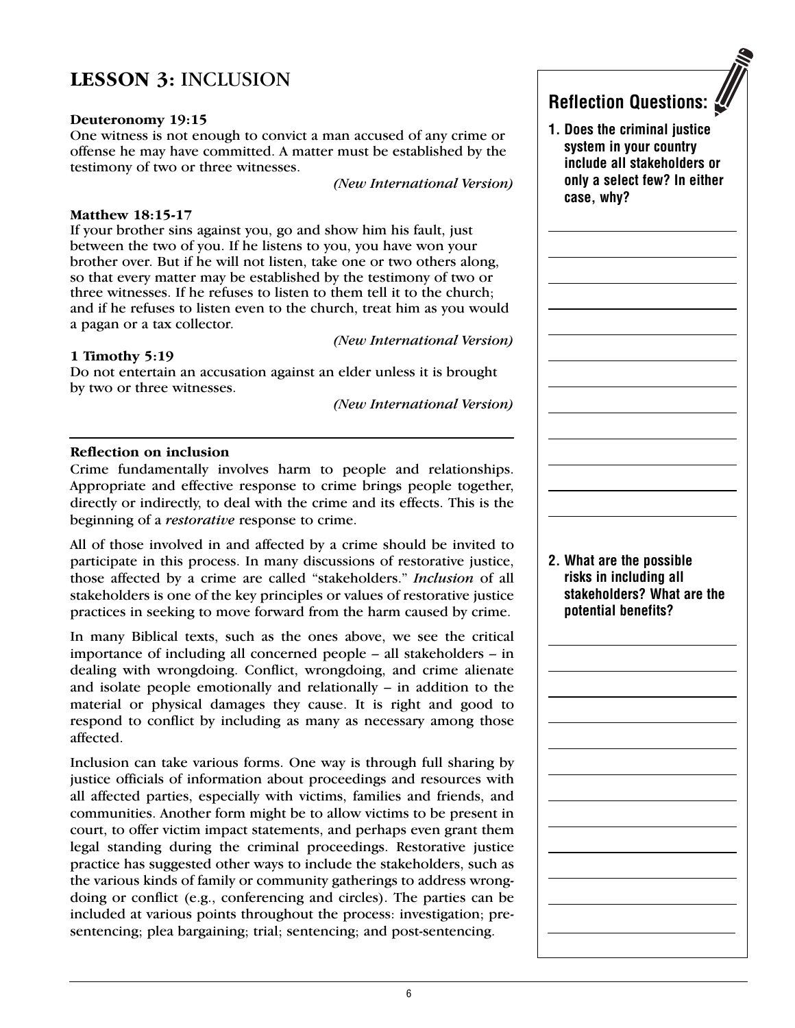## LESSON 3: INCLUSION

**Deuteronomy 19:15**
One witness is not enough to convict a man accused of any crime or offense he may have committed. A matter must be established by the testimony of two or three witnesses.

*(New International Version)*

**Matthew 18:15-17**
If your brother sins against you, go and show him his fault, just between the two of you. If he listens to you, you have won your brother over. But if he will not listen, take one or two others along, so that every matter may be established by the testimony of two or three witnesses. If he refuses to listen to them tell it to the church; and if he refuses to listen even to the church, treat him as you would a pagan or a tax collector.

*(New International Version)*

**1 Timothy 5:19**
Do not entertain an accusation against an elder unless it is brought by two or three witnesses.

*(New International Version)*

---

**Reflection on inclusion**

Crime fundamentally involves harm to people and relationships. Appropriate and effective response to crime brings people together, directly or indirectly, to deal with the crime and its effects. This is the beginning of a *restorative* response to crime.

All of those involved in and affected by a crime should be invited to participate in this process. In many discussions of restorative justice, those affected by a crime are called "stakeholders." *Inclusion* of all stakeholders is one of the key principles or values of restorative justice practices in seeking to move forward from the harm caused by crime.

In many Biblical texts, such as the ones above, we see the critical importance of including all concerned people – all stakeholders – in dealing with wrongdoing. Conflict, wrongdoing, and crime alienate and isolate people emotionally and relationally – in addition to the material or physical damages they cause. It is right and good to respond to conflict by including as many as necessary among those affected.

Inclusion can take various forms. One way is through full sharing by justice officials of information about proceedings and resources with all affected parties, especially with victims, families and friends, and communities. Another form might be to allow victims to be present in court, to offer victim impact statements, and perhaps even grant them legal standing during the criminal proceedings. Restorative justice practice has suggested other ways to include the stakeholders, such as the various kinds of family or community gatherings to address wrongdoing or conflict (e.g., conferencing and circles). The parties can be included at various points throughout the process: investigation; pre-sentencing; plea bargaining; trial; sentencing; and post-sentencing.

### Reflection Questions:

**1. Does the criminal justice system in your country include all stakeholders or only a select few? In either case, why?**

**2. What are the possible risks in including all stakeholders? What are the potential benefits?**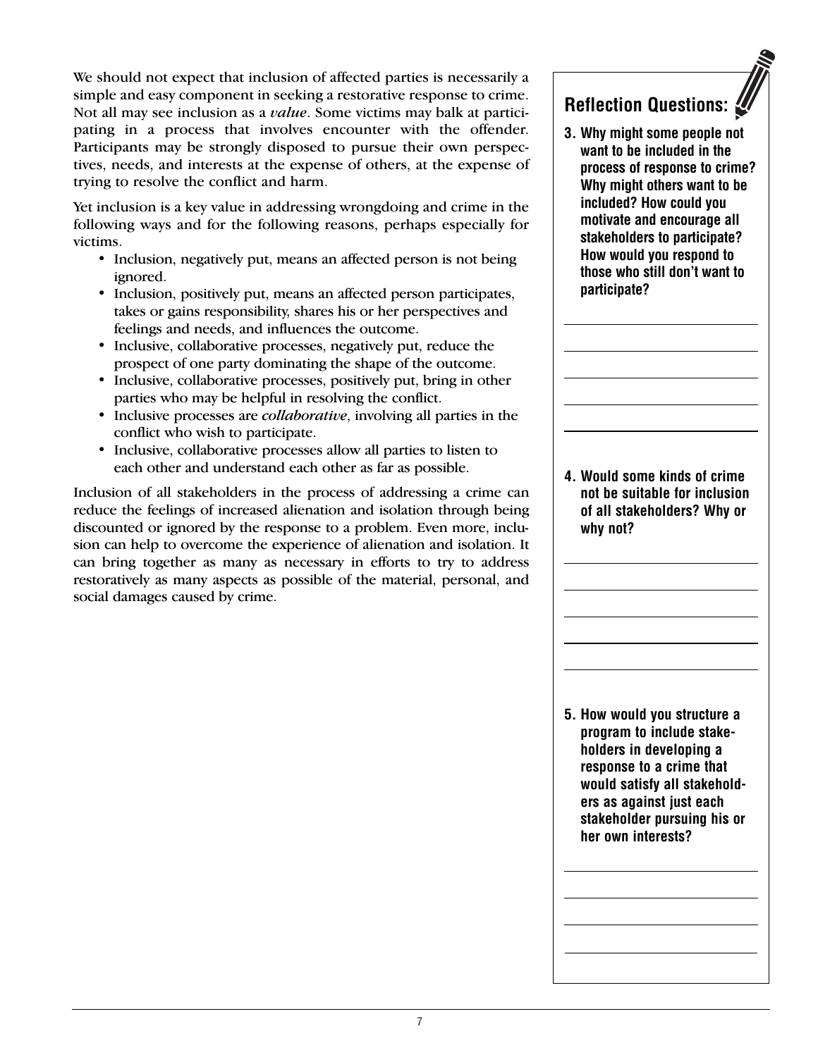We should not expect that inclusion of affected parties is necessarily a simple and easy component in seeking a restorative response to crime. Not all may see inclusion as a *value*. Some victims may balk at participating in a process that involves encounter with the offender. Participants may be strongly disposed to pursue their own perspectives, needs, and interests at the expense of others, at the expense of trying to resolve the conflict and harm.

Yet inclusion is a key value in addressing wrongdoing and crime in the following ways and for the following reasons, perhaps especially for victims.

- Inclusion, negatively put, means an affected person is not being ignored.
- Inclusion, positively put, means an affected person participates, takes or gains responsibility, shares his or her perspectives and feelings and needs, and influences the outcome.
- Inclusive, collaborative processes, negatively put, reduce the prospect of one party dominating the shape of the outcome.
- Inclusive, collaborative processes, positively put, bring in other parties who may be helpful in resolving the conflict.
- Inclusive processes are *collaborative*, involving all parties in the conflict who wish to participate.
- Inclusive, collaborative processes allow all parties to listen to each other and understand each other as far as possible.

Inclusion of all stakeholders in the process of addressing a crime can reduce the feelings of increased alienation and isolation through being discounted or ignored by the response to a problem. Even more, inclusion can help to overcome the experience of alienation and isolation. It can bring together as many as necessary in efforts to try to address restoratively as many aspects as possible of the material, personal, and social damages caused by crime.

## Reflection Questions:

**3. Why might some people not want to be included in the process of response to crime? Why might others want to be included? How could you motivate and encourage all stakeholders to participate? How would you respond to those who still don't want to participate?**

**4. Would some kinds of crime not be suitable for inclusion of all stakeholders? Why or why not?**

**5. How would you structure a program to include stakeholders in developing a response to a crime that would satisfy all stakeholders as against just each stakeholder pursuing his or her own interests?**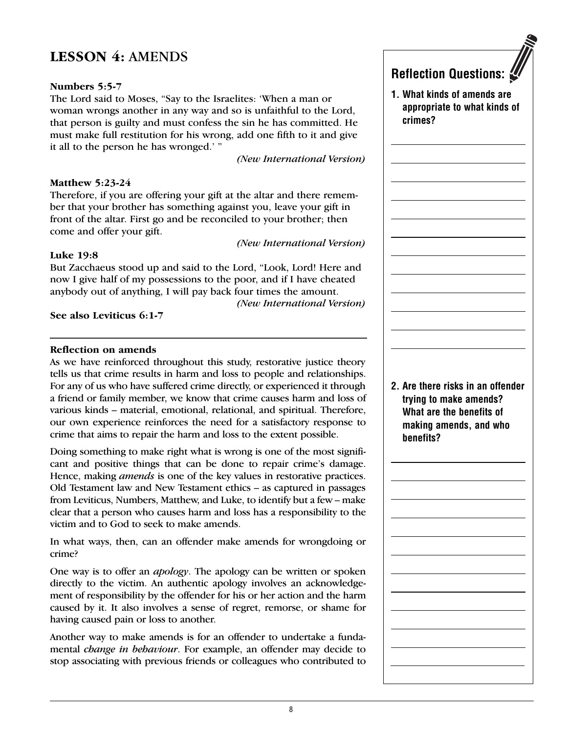## LESSON 4: AMENDS

**Numbers 5:5-7**
The Lord said to Moses, "Say to the Israelites: 'When a man or woman wrongs another in any way and so is unfaithful to the Lord, that person is guilty and must confess the sin he has committed. He must make full restitution for his wrong, add one fifth to it and give it all to the person he has wronged.' "

*(New International Version)*

**Matthew 5:23-24**
Therefore, if you are offering your gift at the altar and there remember that your brother has something against you, leave your gift in front of the altar. First go and be reconciled to your brother; then come and offer your gift.

*(New International Version)*

**Luke 19:8**
But Zacchaeus stood up and said to the Lord, "Look, Lord! Here and now I give half of my possessions to the poor, and if I have cheated anybody out of anything, I will pay back four times the amount.

*(New International Version)*

**See also Leviticus 6:1-7**

---

**Reflection on amends**

As we have reinforced throughout this study, restorative justice theory tells us that crime results in harm and loss to people and relationships. For any of us who have suffered crime directly, or experienced it through a friend or family member, we know that crime causes harm and loss of various kinds – material, emotional, relational, and spiritual. Therefore, our own experience reinforces the need for a satisfactory response to crime that aims to repair the harm and loss to the extent possible.

Doing something to make right what is wrong is one of the most significant and positive things that can be done to repair crime's damage. Hence, making *amends* is one of the key values in restorative practices. Old Testament law and New Testament ethics – as captured in passages from Leviticus, Numbers, Matthew, and Luke, to identify but a few – make clear that a person who causes harm and loss has a responsibility to the victim and to God to seek to make amends.

In what ways, then, can an offender make amends for wrongdoing or crime?

One way is to offer an *apology*. The apology can be written or spoken directly to the victim. An authentic apology involves an acknowledgement of responsibility by the offender for his or her action and the harm caused by it. It also involves a sense of regret, remorse, or shame for having caused pain or loss to another.

Another way to make amends is for an offender to undertake a fundamental *change in behaviour*. For example, an offender may decide to stop associating with previous friends or colleagues who contributed to

### Reflection Questions:

**1. What kinds of amends are appropriate to what kinds of crimes?**

**2. Are there risks in an offender trying to make amends? What are the benefits of making amends, and who benefits?**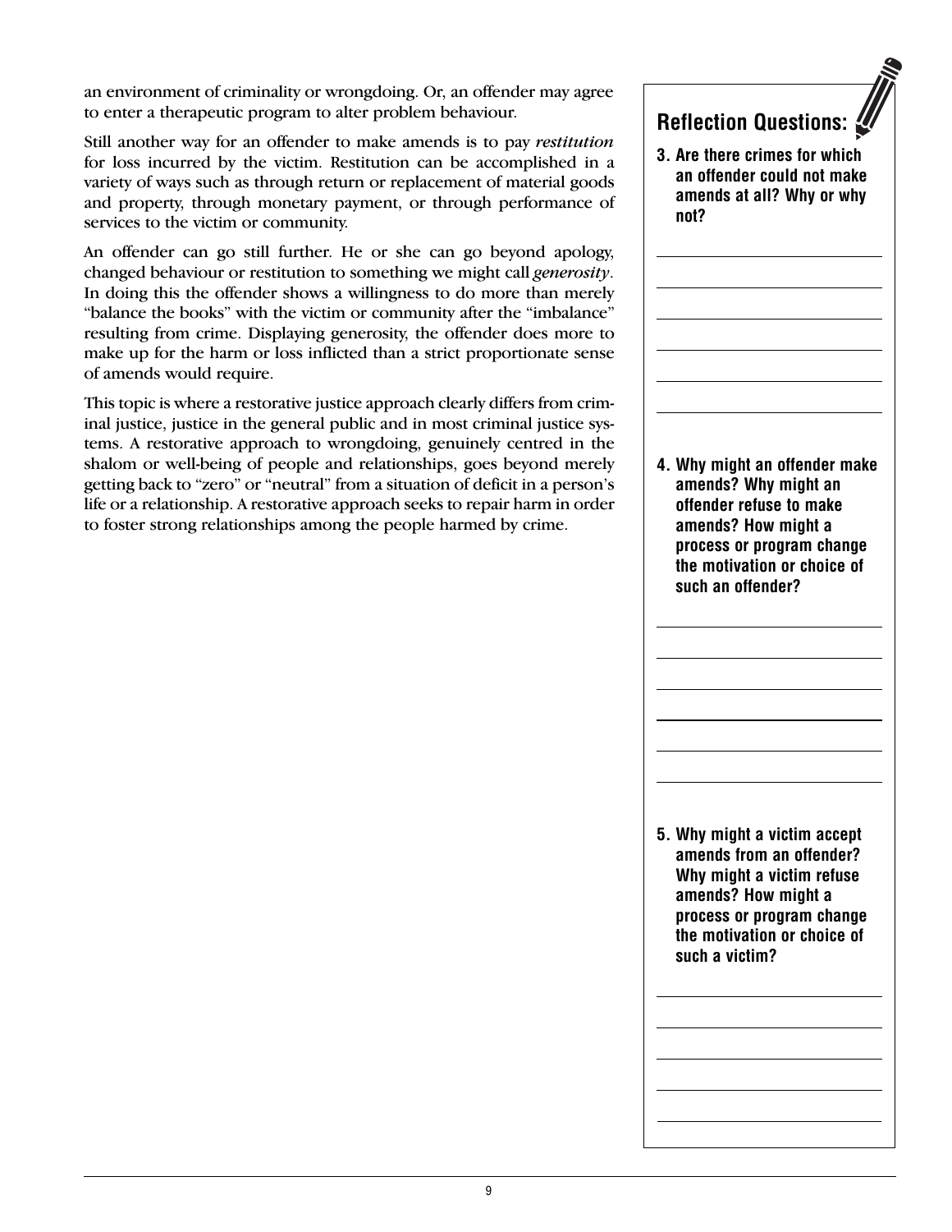an environment of criminality or wrongdoing. Or, an offender may agree to enter a therapeutic program to alter problem behaviour.

Still another way for an offender to make amends is to pay *restitution* for loss incurred by the victim. Restitution can be accomplished in a variety of ways such as through return or replacement of material goods and property, through monetary payment, or through performance of services to the victim or community.

An offender can go still further. He or she can go beyond apology, changed behaviour or restitution to something we might call *generosity*. In doing this the offender shows a willingness to do more than merely "balance the books" with the victim or community after the "imbalance" resulting from crime. Displaying generosity, the offender does more to make up for the harm or loss inflicted than a strict proportionate sense of amends would require.

This topic is where a restorative justice approach clearly differs from criminal justice, justice in the general public and in most criminal justice systems. A restorative approach to wrongdoing, genuinely centred in the shalom or well-being of people and relationships, goes beyond merely getting back to "zero" or "neutral" from a situation of deficit in a person's life or a relationship. A restorative approach seeks to repair harm in order to foster strong relationships among the people harmed by crime.

## Reflection Questions:

**3. Are there crimes for which an offender could not make amends at all? Why or why not?**

______________________________

______________________________

______________________________

______________________________

______________________________

______________________________

**4. Why might an offender make amends? Why might an offender refuse to make amends? How might a process or program change the motivation or choice of such an offender?**

______________________________

______________________________

______________________________

______________________________

______________________________

______________________________

**5. Why might a victim accept amends from an offender? Why might a victim refuse amends? How might a process or program change the motivation or choice of such a victim?**

______________________________

______________________________

______________________________

______________________________

______________________________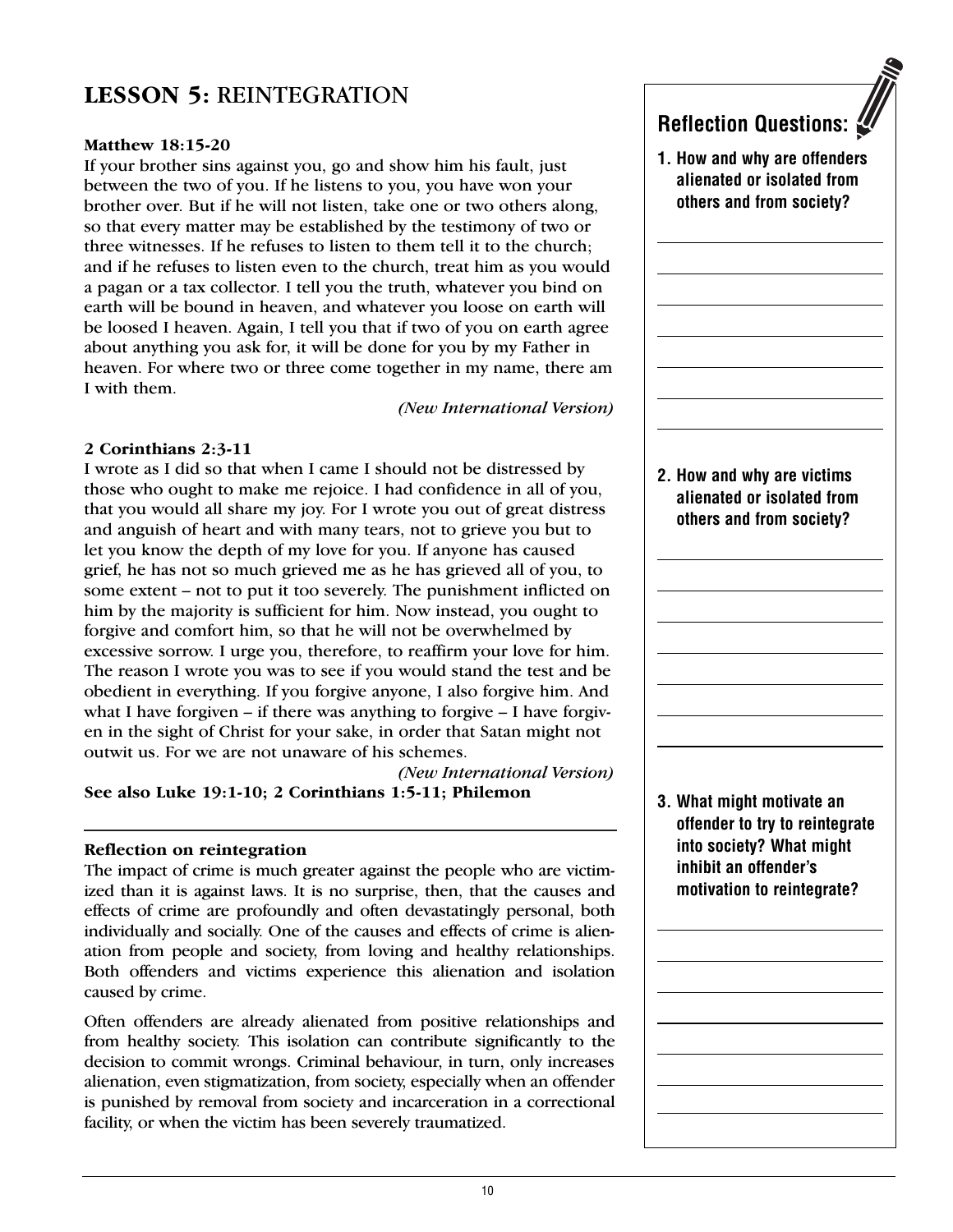# LESSON 5: REINTEGRATION

**Matthew 18:15-20**

If your brother sins against you, go and show him his fault, just between the two of you. If he listens to you, you have won your brother over. But if he will not listen, take one or two others along, so that every matter may be established by the testimony of two or three witnesses. If he refuses to listen to them tell it to the church; and if he refuses to listen even to the church, treat him as you would a pagan or a tax collector. I tell you the truth, whatever you bind on earth will be bound in heaven, and whatever you loose on earth will be loosed I heaven. Again, I tell you that if two of you on earth agree about anything you ask for, it will be done for you by my Father in heaven. For where two or three come together in my name, there am I with them.

*(New International Version)*

**2 Corinthians 2:3-11**

I wrote as I did so that when I came I should not be distressed by those who ought to make me rejoice. I had confidence in all of you, that you would all share my joy. For I wrote you out of great distress and anguish of heart and with many tears, not to grieve you but to let you know the depth of my love for you. If anyone has caused grief, he has not so much grieved me as he has grieved all of you, to some extent – not to put it too severely. The punishment inflicted on him by the majority is sufficient for him. Now instead, you ought to forgive and comfort him, so that he will not be overwhelmed by excessive sorrow. I urge you, therefore, to reaffirm your love for him. The reason I wrote you was to see if you would stand the test and be obedient in everything. If you forgive anyone, I also forgive him. And what I have forgiven – if there was anything to forgive – I have forgiven in the sight of Christ for your sake, in order that Satan might not outwit us. For we are not unaware of his schemes.

*(New International Version)*

**See also Luke 19:1-10; 2 Corinthians 1:5-11; Philemon**

---

**Reflection on reintegration**

The impact of crime is much greater against the people who are victimized than it is against laws. It is no surprise, then, that the causes and effects of crime are profoundly and often devastatingly personal, both individually and socially. One of the causes and effects of crime is alienation from people and society, from loving and healthy relationships. Both offenders and victims experience this alienation and isolation caused by crime.

Often offenders are already alienated from positive relationships and from healthy society. This isolation can contribute significantly to the decision to commit wrongs. Criminal behaviour, in turn, only increases alienation, even stigmatization, from society, especially when an offender is punished by removal from society and incarceration in a correctional facility, or when the victim has been severely traumatized.

## Reflection Questions:

1. **How and why are offenders alienated or isolated from others and from society?**

2. **How and why are victims alienated or isolated from others and from society?**

3. **What might motivate an offender to try to reintegrate into society? What might inhibit an offender's motivation to reintegrate?**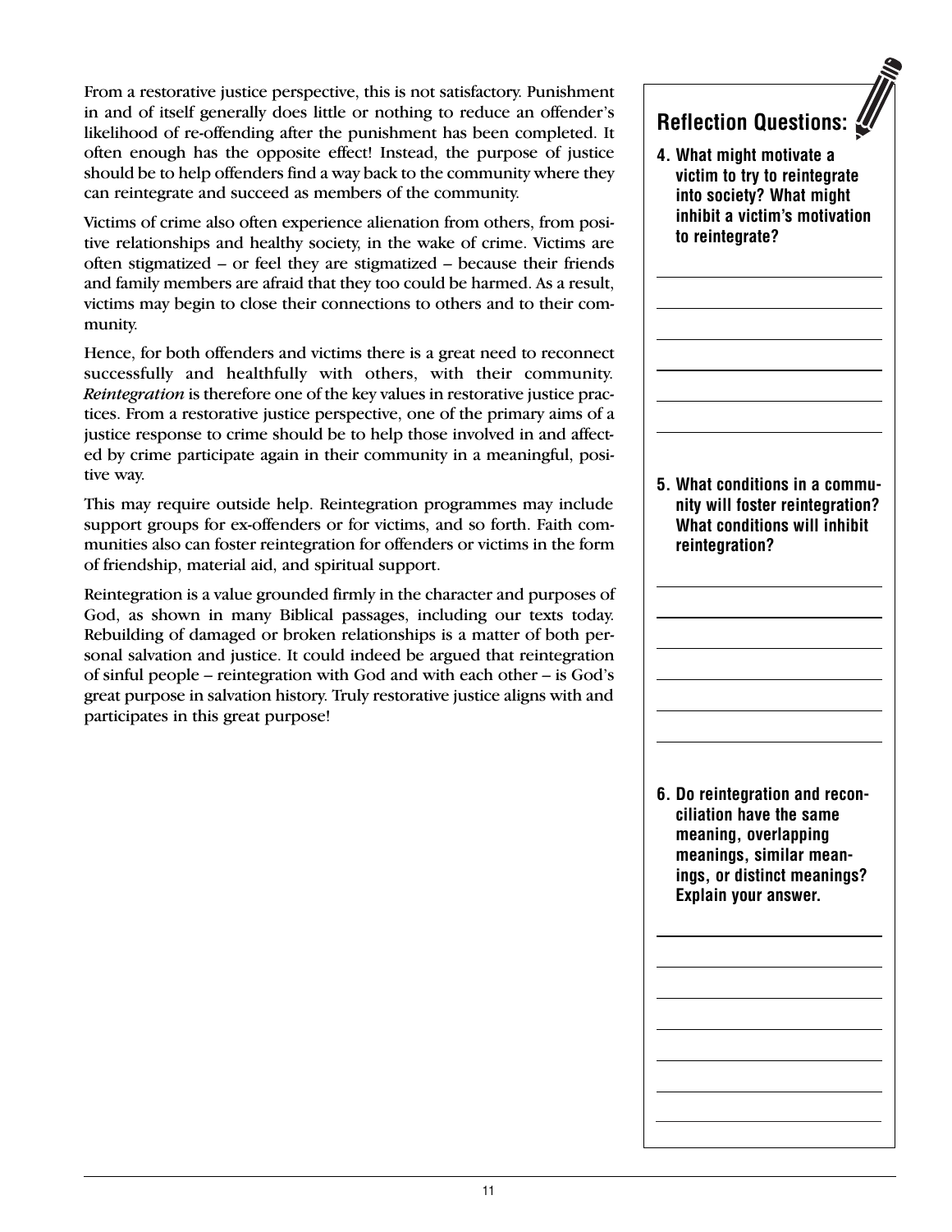From a restorative justice perspective, this is not satisfactory. Punishment in and of itself generally does little or nothing to reduce an offender's likelihood of re-offending after the punishment has been completed. It often enough has the opposite effect! Instead, the purpose of justice should be to help offenders find a way back to the community where they can reintegrate and succeed as members of the community.

Victims of crime also often experience alienation from others, from positive relationships and healthy society, in the wake of crime. Victims are often stigmatized – or feel they are stigmatized – because their friends and family members are afraid that they too could be harmed. As a result, victims may begin to close their connections to others and to their community.

Hence, for both offenders and victims there is a great need to reconnect successfully and healthfully with others, with their community. *Reintegration* is therefore one of the key values in restorative justice practices. From a restorative justice perspective, one of the primary aims of a justice response to crime should be to help those involved in and affected by crime participate again in their community in a meaningful, positive way.

This may require outside help. Reintegration programmes may include support groups for ex-offenders or for victims, and so forth. Faith communities also can foster reintegration for offenders or victims in the form of friendship, material aid, and spiritual support.

Reintegration is a value grounded firmly in the character and purposes of God, as shown in many Biblical passages, including our texts today. Rebuilding of damaged or broken relationships is a matter of both personal salvation and justice. It could indeed be argued that reintegration of sinful people – reintegration with God and with each other – is God's great purpose in salvation history. Truly restorative justice aligns with and participates in this great purpose!

## Reflection Questions:

**4. What might motivate a victim to try to reintegrate into society? What might inhibit a victim's motivation to reintegrate?**

______________________________

______________________________

______________________________

______________________________

______________________________

______________________________

**5. What conditions in a community will foster reintegration? What conditions will inhibit reintegration?**

______________________________

______________________________

______________________________

______________________________

______________________________

______________________________

**6. Do reintegration and reconciliation have the same meaning, overlapping meanings, similar meanings, or distinct meanings? Explain your answer.**

______________________________

______________________________

______________________________

______________________________

______________________________

______________________________

______________________________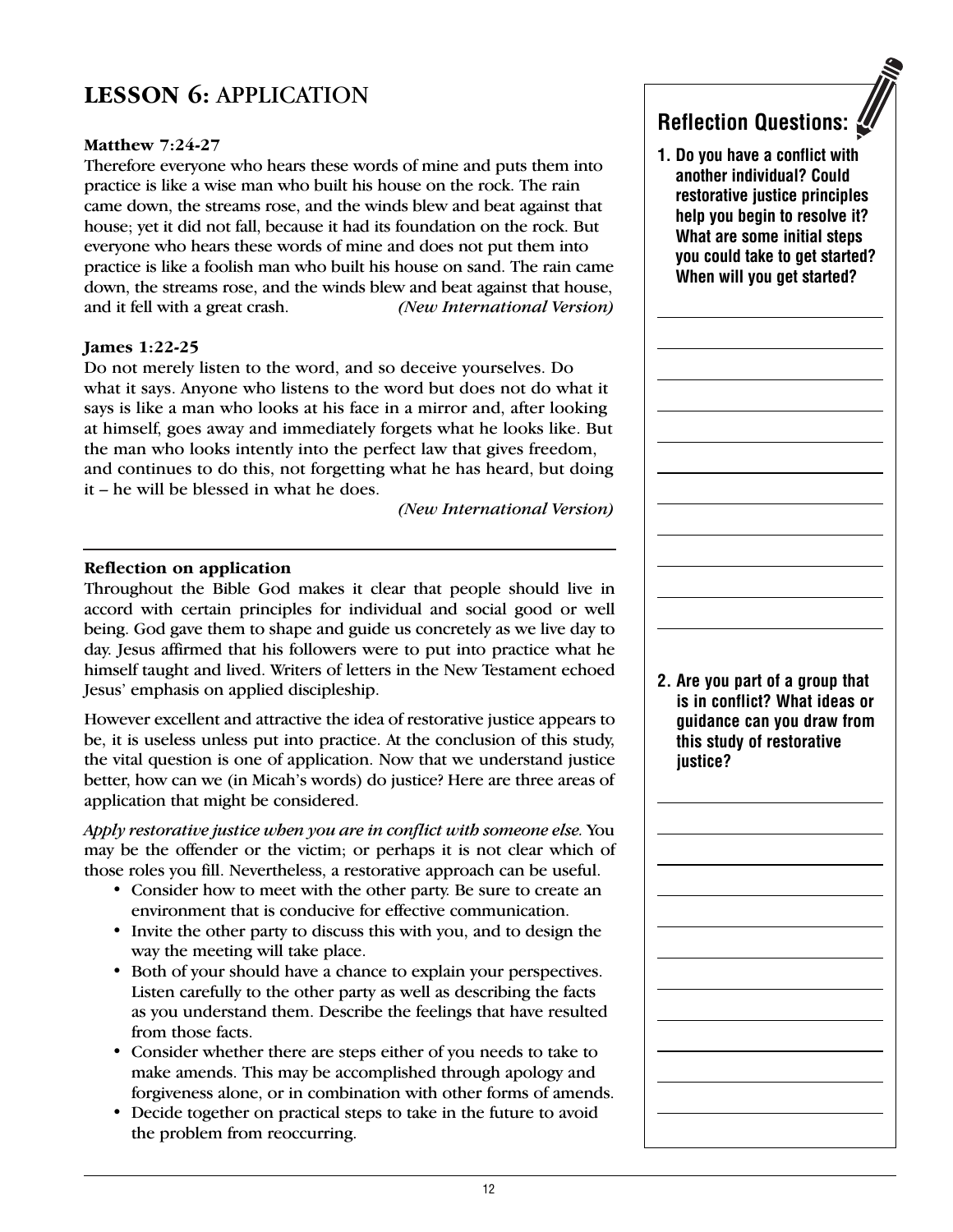# LESSON 6: APPLICATION

**Matthew 7:24-27**

Therefore everyone who hears these words of mine and puts them into practice is like a wise man who built his house on the rock. The rain came down, the streams rose, and the winds blew and beat against that house; yet it did not fall, because it had its foundation on the rock. But everyone who hears these words of mine and does not put them into practice is like a foolish man who built his house on sand. The rain came down, the streams rose, and the winds blew and beat against that house, and it fell with a great crash. *(New International Version)*

**James 1:22-25**

Do not merely listen to the word, and so deceive yourselves. Do what it says. Anyone who listens to the word but does not do what it says is like a man who looks at his face in a mirror and, after looking at himself, goes away and immediately forgets what he looks like. But the man who looks intently into the perfect law that gives freedom, and continues to do this, not forgetting what he has heard, but doing it – he will be blessed in what he does.

*(New International Version)*

---

**Reflection on application**

Throughout the Bible God makes it clear that people should live in accord with certain principles for individual and social good or well being. God gave them to shape and guide us concretely as we live day to day. Jesus affirmed that his followers were to put into practice what he himself taught and lived. Writers of letters in the New Testament echoed Jesus' emphasis on applied discipleship.

However excellent and attractive the idea of restorative justice appears to be, it is useless unless put into practice. At the conclusion of this study, the vital question is one of application. Now that we understand justice better, how can we (in Micah's words) do justice? Here are three areas of application that might be considered.

*Apply restorative justice when you are in conflict with someone else.* You may be the offender or the victim; or perhaps it is not clear which of those roles you fill. Nevertheless, a restorative approach can be useful.

- Consider how to meet with the other party. Be sure to create an environment that is conducive for effective communication.
- Invite the other party to discuss this with you, and to design the way the meeting will take place.
- Both of your should have a chance to explain your perspectives. Listen carefully to the other party as well as describing the facts as you understand them. Describe the feelings that have resulted from those facts.
- Consider whether there are steps either of you needs to take to make amends. This may be accomplished through apology and forgiveness alone, or in combination with other forms of amends.
- Decide together on practical steps to take in the future to avoid the problem from reoccurring.

## Reflection Questions:

**1. Do you have a conflict with another individual? Could restorative justice principles help you begin to resolve it? What are some initial steps you could take to get started? When will you get started?**

**2. Are you part of a group that is in conflict? What ideas or guidance can you draw from this study of restorative justice?**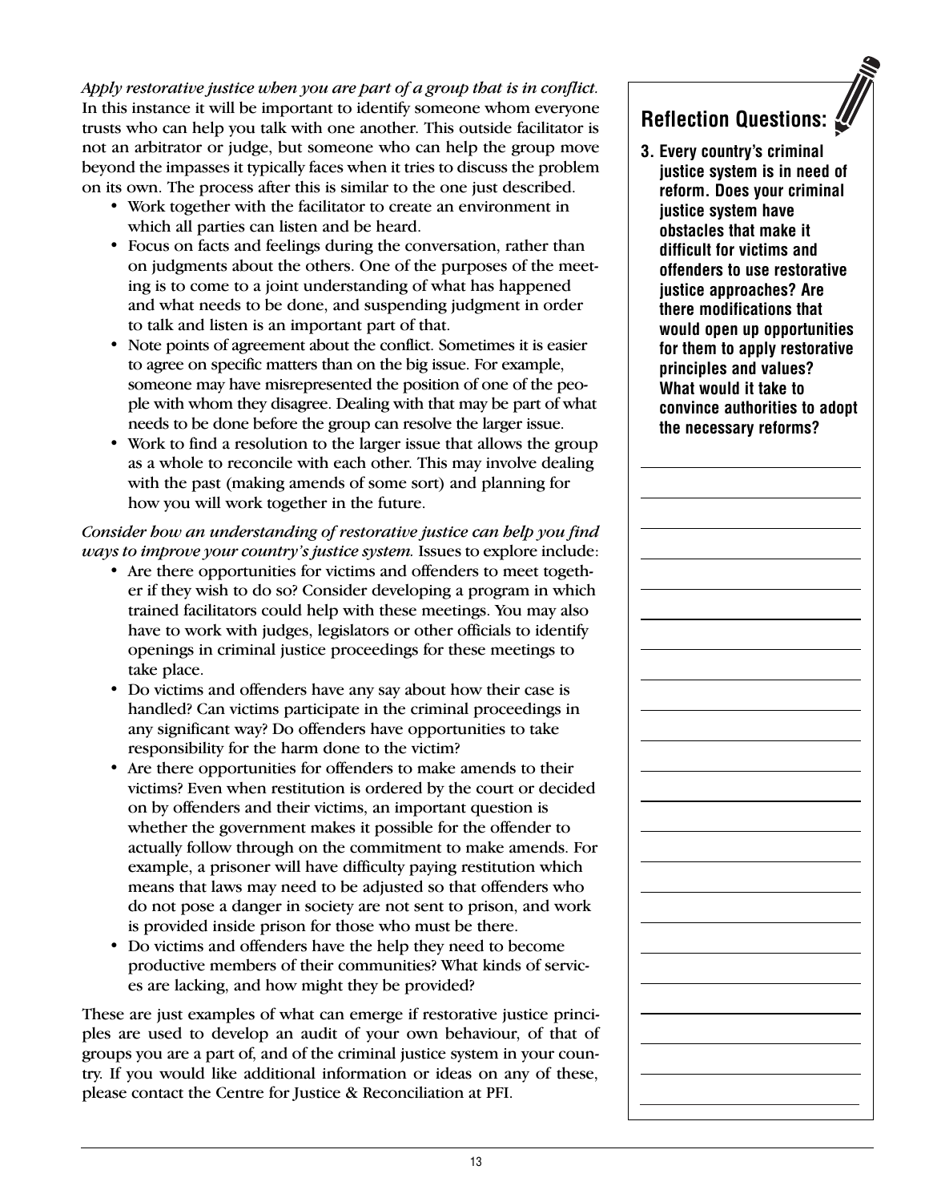*Apply restorative justice when you are part of a group that is in conflict.* In this instance it will be important to identify someone whom everyone trusts who can help you talk with one another. This outside facilitator is not an arbitrator or judge, but someone who can help the group move beyond the impasses it typically faces when it tries to discuss the problem on its own. The process after this is similar to the one just described.

- Work together with the facilitator to create an environment in which all parties can listen and be heard.
- Focus on facts and feelings during the conversation, rather than on judgments about the others. One of the purposes of the meeting is to come to a joint understanding of what has happened and what needs to be done, and suspending judgment in order to talk and listen is an important part of that.
- Note points of agreement about the conflict. Sometimes it is easier to agree on specific matters than on the big issue. For example, someone may have misrepresented the position of one of the people with whom they disagree. Dealing with that may be part of what needs to be done before the group can resolve the larger issue.
- Work to find a resolution to the larger issue that allows the group as a whole to reconcile with each other. This may involve dealing with the past (making amends of some sort) and planning for how you will work together in the future.

*Consider how an understanding of restorative justice can help you find ways to improve your country's justice system.* Issues to explore include:

- Are there opportunities for victims and offenders to meet together if they wish to do so? Consider developing a program in which trained facilitators could help with these meetings. You may also have to work with judges, legislators or other officials to identify openings in criminal justice proceedings for these meetings to take place.
- Do victims and offenders have any say about how their case is handled? Can victims participate in the criminal proceedings in any significant way? Do offenders have opportunities to take responsibility for the harm done to the victim?
- Are there opportunities for offenders to make amends to their victims? Even when restitution is ordered by the court or decided on by offenders and their victims, an important question is whether the government makes it possible for the offender to actually follow through on the commitment to make amends. For example, a prisoner will have difficulty paying restitution which means that laws may need to be adjusted so that offenders who do not pose a danger in society are not sent to prison, and work is provided inside prison for those who must be there.
- Do victims and offenders have the help they need to become productive members of their communities? What kinds of services are lacking, and how might they be provided?

These are just examples of what can emerge if restorative justice principles are used to develop an audit of your own behaviour, of that of groups you are a part of, and of the criminal justice system in your country. If you would like additional information or ideas on any of these, please contact the Centre for Justice & Reconciliation at PFI.

## Reflection Questions:

**3. Every country's criminal justice system is in need of reform. Does your criminal justice system have obstacles that make it difficult for victims and offenders to use restorative justice approaches? Are there modifications that would open up opportunities for them to apply restorative principles and values? What would it take to convince authorities to adopt the necessary reforms?**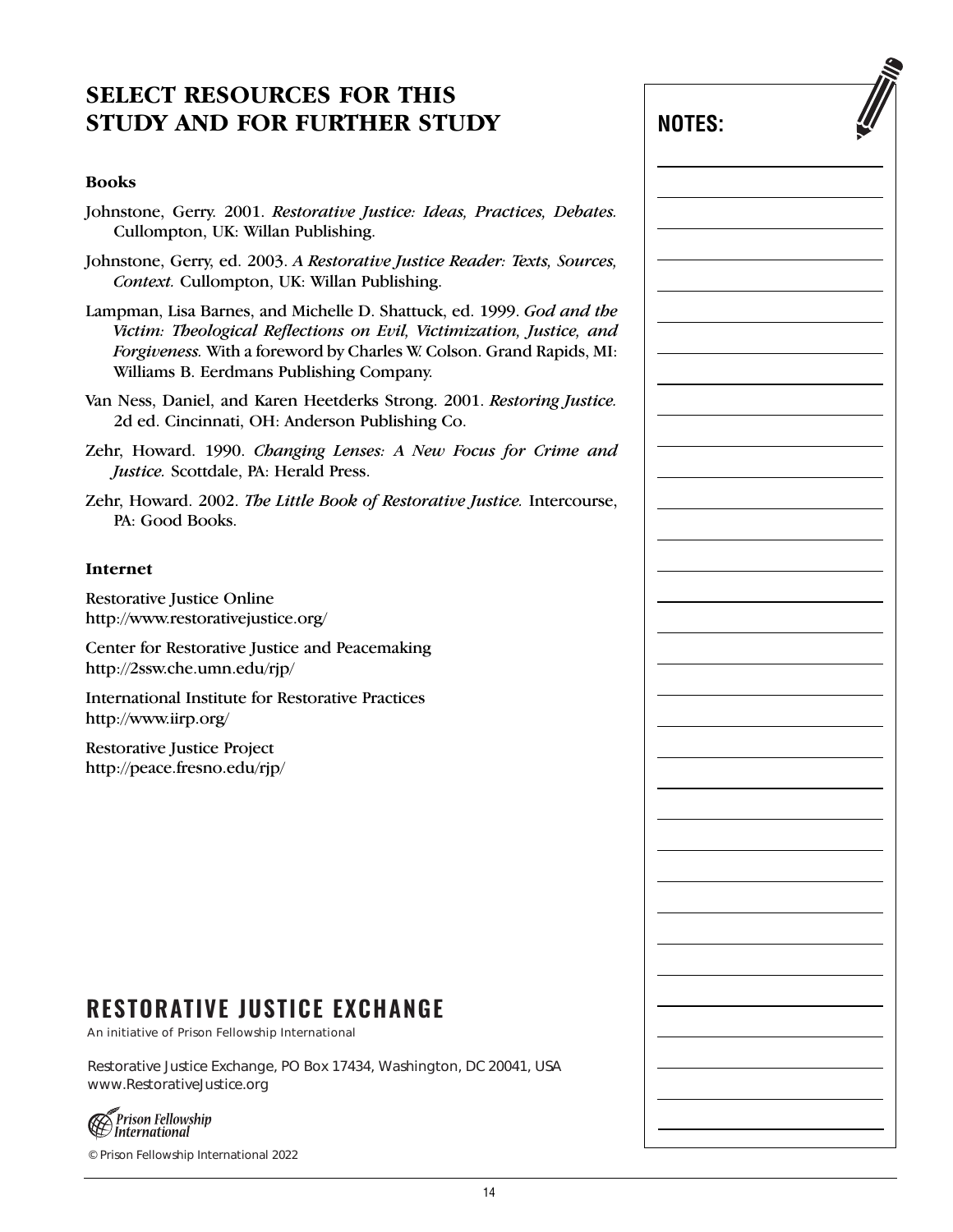# SELECT RESOURCES FOR THIS STUDY AND FOR FURTHER STUDY

### Books

Johnstone, Gerry. 2001. *Restorative Justice: Ideas, Practices, Debates.* Cullompton, UK: Willan Publishing.

Johnstone, Gerry, ed. 2003. *A Restorative Justice Reader: Texts, Sources, Context.* Cullompton, UK: Willan Publishing.

Lampman, Lisa Barnes, and Michelle D. Shattuck, ed. 1999. *God and the Victim: Theological Reflections on Evil, Victimization, Justice, and Forgiveness.* With a foreword by Charles W. Colson. Grand Rapids, MI: Williams B. Eerdmans Publishing Company.

Van Ness, Daniel, and Karen Heetderks Strong. 2001. *Restoring Justice.* 2d ed. Cincinnati, OH: Anderson Publishing Co.

Zehr, Howard. 1990. *Changing Lenses: A New Focus for Crime and Justice.* Scottdale, PA: Herald Press.

Zehr, Howard. 2002. *The Little Book of Restorative Justice.* Intercourse, PA: Good Books.

### Internet

Restorative Justice Online
http://www.restorativejustice.org/

Center for Restorative Justice and Peacemaking
http://2ssw.che.umn.edu/rjp/

International Institute for Restorative Practices
http://www.iirp.org/

Restorative Justice Project
http://peace.fresno.edu/rjp/

**NOTES:**

## RESTORATIVE JUSTICE EXCHANGE

An initiative of Prison Fellowship International

Restorative Justice Exchange, PO Box 17434, Washington, DC 20041, USA
www.RestorativeJustice.org

Prison Fellowship International

© Prison Fellowship International 2022